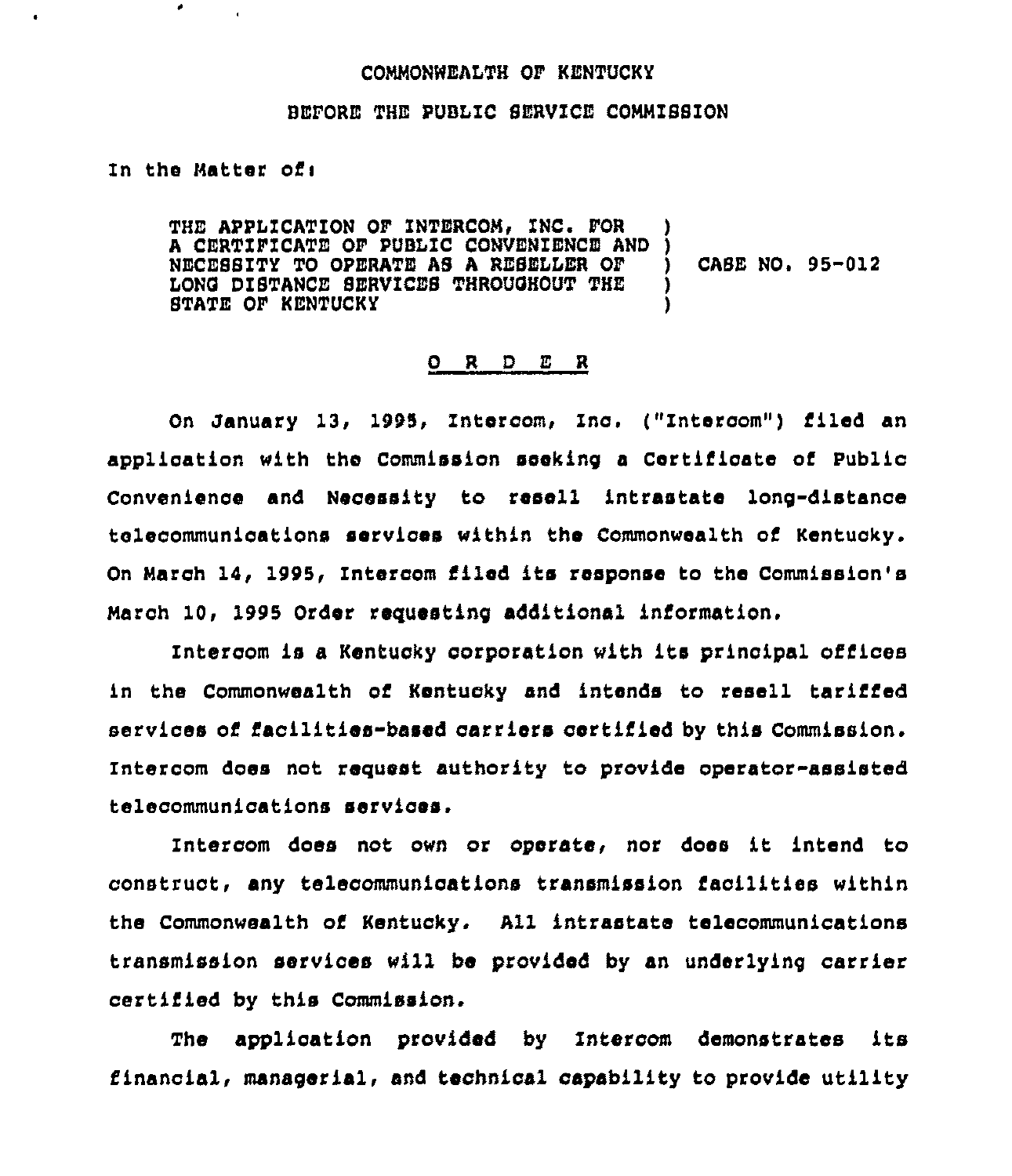COMMONWEALTH OF KENTUCKY

BEFORE THE PUBLIC SERVICE COMMISSION

In the Matter of:

| | | |
|---|---|---|
| THE APPLICATION OF INTERCOM, INC. FOR A CERTIFICATE OF PUBLIC CONVENIENCE AND NECESSITY TO OPERATE AS A RESELLER OF LONG DISTANCE SERVICES THROUGHOUT THE STATE OF KENTUCKY | ) | CASE NO. 95-012 |

O R D E R

On January 13, 1995, Intercom, Inc. ("Intercom") filed an application with the Commission seeking a Certificate of Public Convenience and Necessity to resell intrastate long-distance telecommunications services within the Commonwealth of Kentucky. On March 14, 1995, Intercom filed its response to the Commission's March 10, 1995 Order requesting additional information.

Intercom is a Kentucky corporation with its principal offices in the Commonwealth of Kentucky and intends to resell tariffed services of facilities-based carriers certified by this Commission. Intercom does not request authority to provide operator-assisted telecommunications services.

Intercom does not own or operate, nor does it intend to construct, any telecommunications transmission facilities within the Commonwealth of Kentucky. All intrastate telecommunications transmission services will be provided by an underlying carrier certified by this Commission.

The application provided by Intercom demonstrates its financial, managerial, and technical capability to provide utility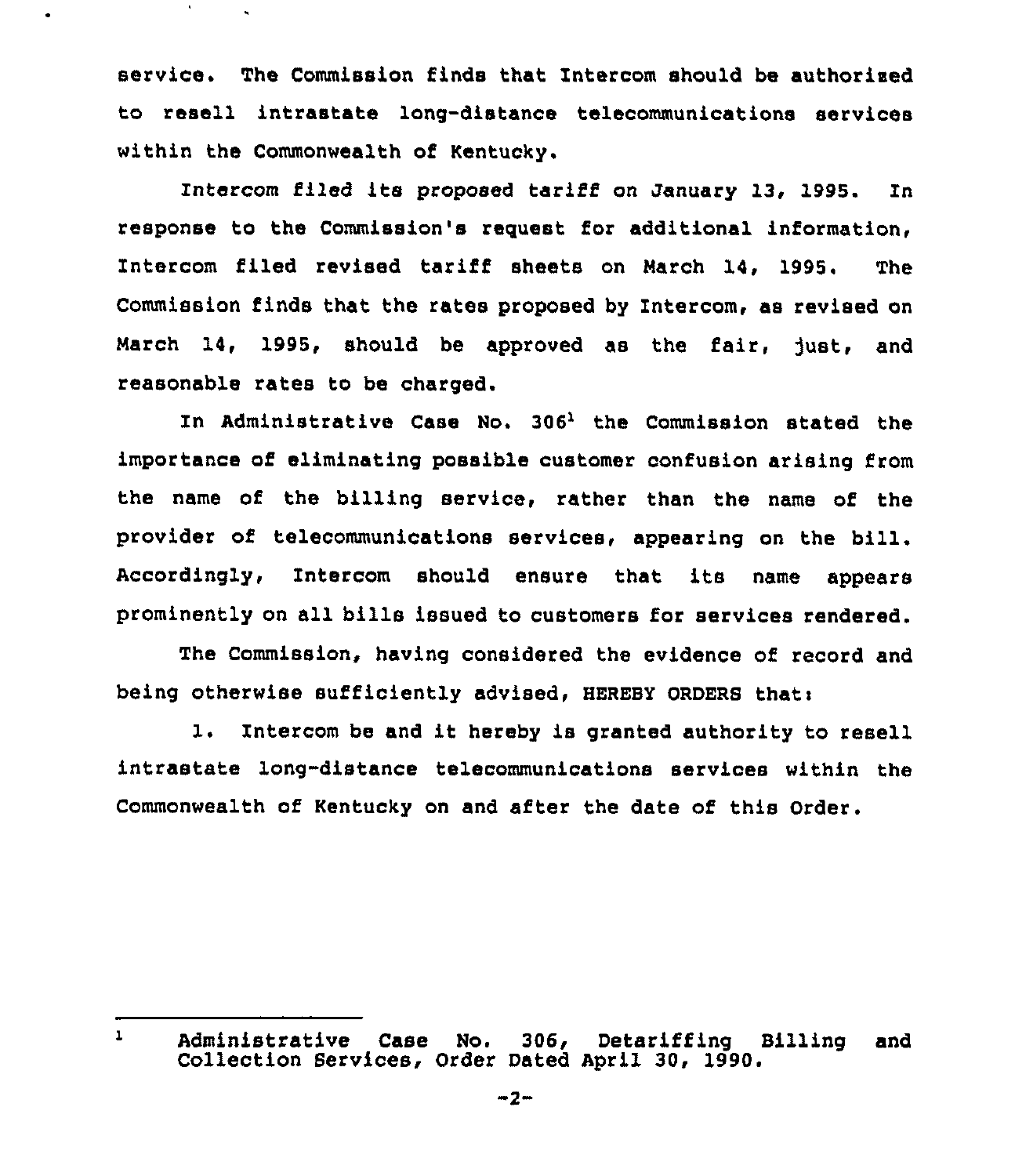service. The Commission finds that Intercom should be authorized to resell intrastate long-distance telecommunications services within the Commonwealth of Kentucky.

Intercom filed its proposed tariff on January 13, 1995. In response to the Commission's request for additional information, Intercom filed revised tariff sheets on March 14, 1995. The Commission finds that the rates proposed by Intercom, as revised on March 14, 1995, should be approved as the fair, just, and reasonable rates to be charged.

In Administrative Case No. 306[1] the Commission stated the importance of eliminating possible customer confusion arising from the name of the billing service, rather than the name of the provider of telecommunications services, appearing on the bill. Accordingly, Intercom should ensure that its name appears prominently on all bills issued to customers for services rendered.

The Commission, having considered the evidence of record and being otherwise sufficiently advised, HEREBY ORDERS that:

1. Intercom be and it hereby is granted authority to resell intrastate long-distance telecommunications services within the Commonwealth of Kentucky on and after the date of this Order.

---

[1] Administrative Case No. 306, Detariffing Billing and Collection Services, Order Dated April 30, 1990.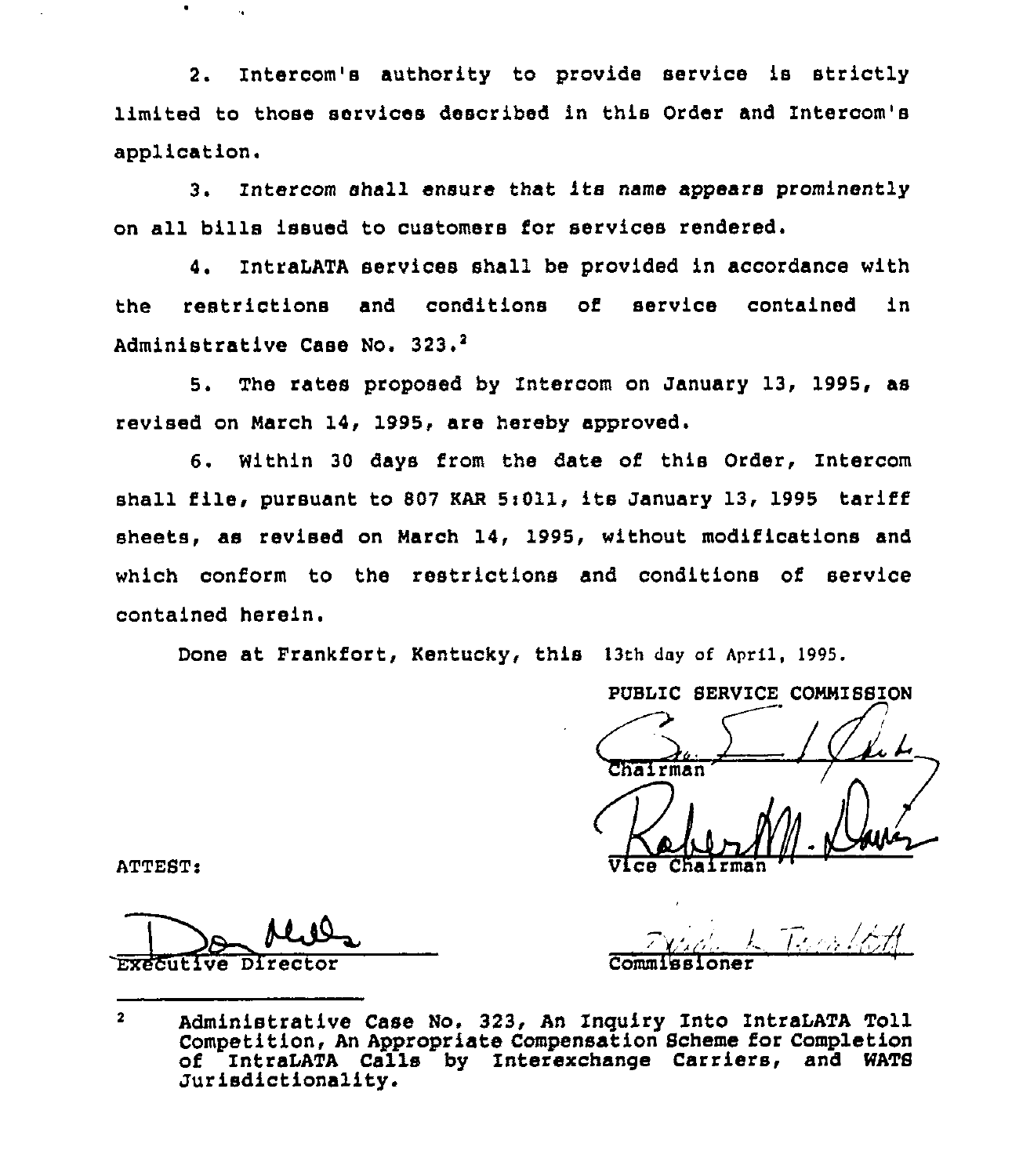2. Intercom's authority to provide service is strictly limited to those services described in this Order and Intercom's application.

3. Intercom shall ensure that its name appears prominently on all bills issued to customers for services rendered.

4. IntraLATA services shall be provided in accordance with the restrictions and conditions of service contained in Administrative Case No. 323.[2]

5. The rates proposed by Intercom on January 13, 1995, as revised on March 14, 1995, are hereby approved.

6. Within 30 days from the date of this Order, Intercom shall file, pursuant to 807 KAR 5:011, its January 13, 1995 tariff sheets, as revised on March 14, 1995, without modifications and which conform to the restrictions and conditions of service contained herein.

Done at Frankfort, Kentucky, this 13th day of April, 1995.

PUBLIC SERVICE COMMISSION

Chairman

Vice Chairman

Commissioner

ATTEST:

Executive Director

---

[2] Administrative Case No. 323, An Inquiry Into IntraLATA Toll Competition, An Appropriate Compensation Scheme for Completion of IntraLATA Calls by Interexchange Carriers, and WATS Jurisdictionality.